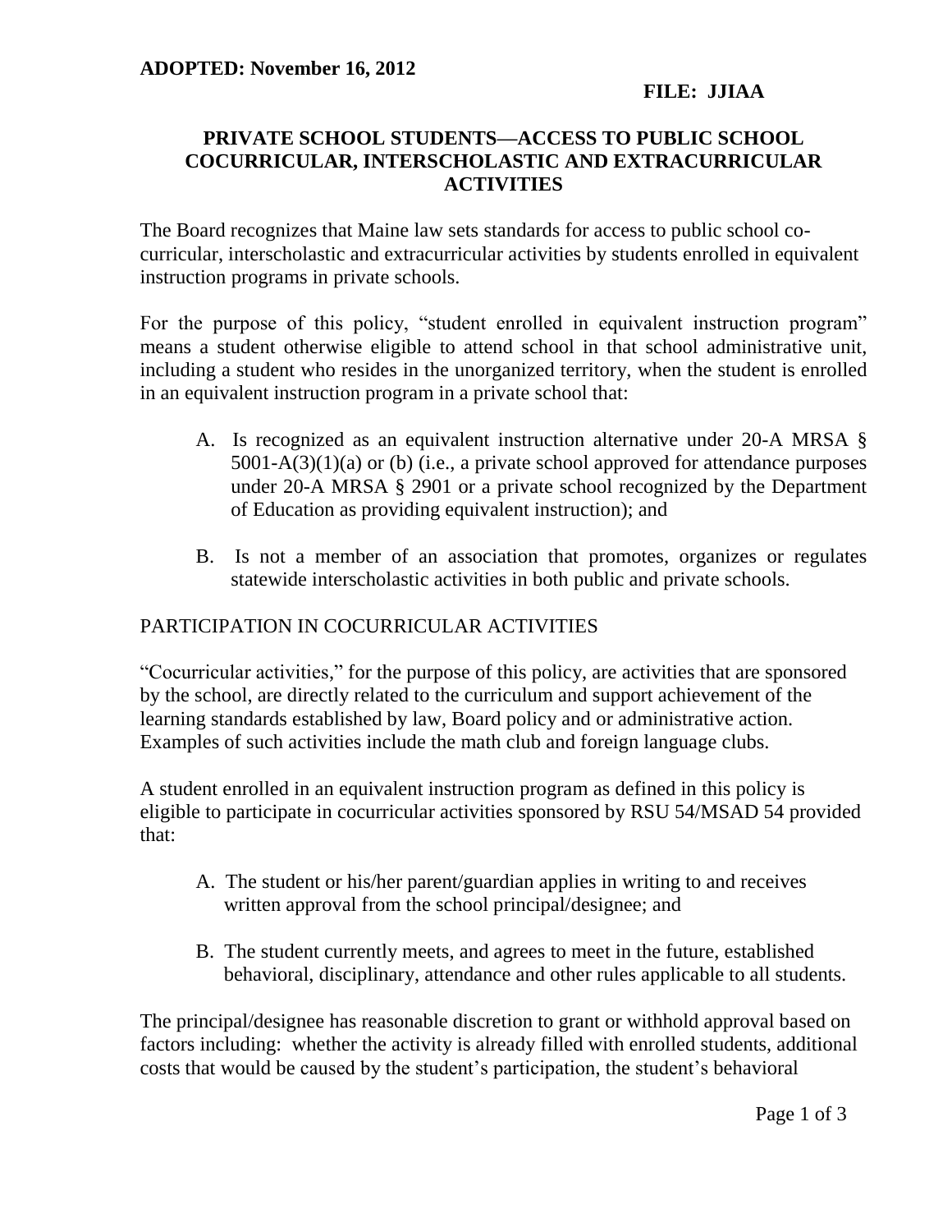**ADOPTED: November 16, 2012**

**FILE: JJIAA**

# PRIVATE SCHOOL STUDENTS—ACCESS TO PUBLIC SCHOOL COCURRICULAR, INTERSCHOLASTIC AND EXTRACURRICULAR ACTIVITIES

The Board recognizes that Maine law sets standards for access to public school co-curricular, interscholastic and extracurricular activities by students enrolled in equivalent instruction programs in private schools.

For the purpose of this policy, "student enrolled in equivalent instruction program" means a student otherwise eligible to attend school in that school administrative unit, including a student who resides in the unorganized territory, when the student is enrolled in an equivalent instruction program in a private school that:

A. Is recognized as an equivalent instruction alternative under 20-A MRSA § 5001-A(3)(1)(a) or (b) (i.e., a private school approved for attendance purposes under 20-A MRSA § 2901 or a private school recognized by the Department of Education as providing equivalent instruction); and

B. Is not a member of an association that promotes, organizes or regulates statewide interscholastic activities in both public and private schools.

## PARTICIPATION IN COCURRICULAR ACTIVITIES

"Cocurricular activities," for the purpose of this policy, are activities that are sponsored by the school, are directly related to the curriculum and support achievement of the learning standards established by law, Board policy and or administrative action. Examples of such activities include the math club and foreign language clubs.

A student enrolled in an equivalent instruction program as defined in this policy is eligible to participate in cocurricular activities sponsored by RSU 54/MSAD 54 provided that:

A. The student or his/her parent/guardian applies in writing to and receives written approval from the school principal/designee; and

B. The student currently meets, and agrees to meet in the future, established behavioral, disciplinary, attendance and other rules applicable to all students.

The principal/designee has reasonable discretion to grant or withhold approval based on factors including: whether the activity is already filled with enrolled students, additional costs that would be caused by the student's participation, the student's behavioral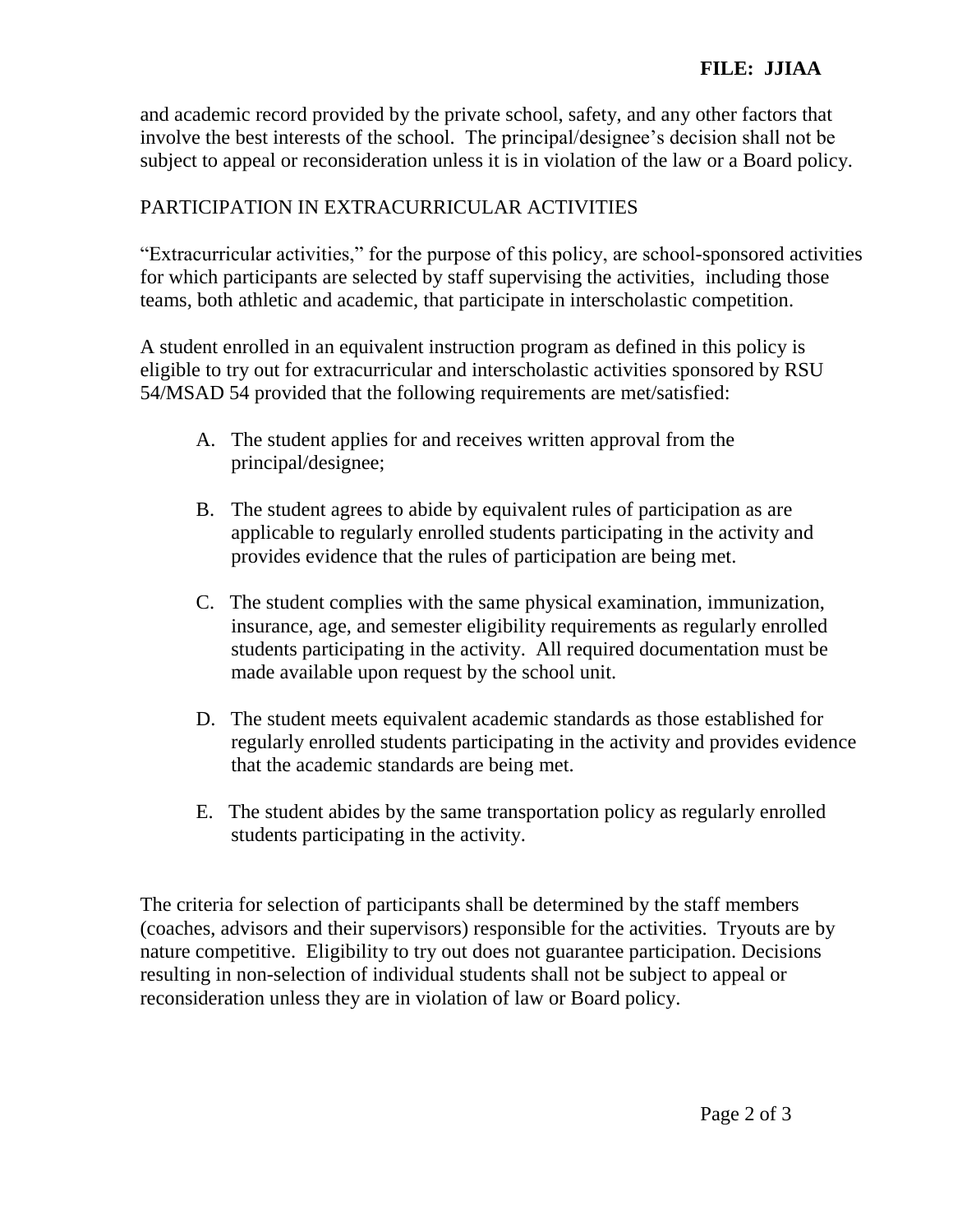and academic record provided by the private school, safety, and any other factors that involve the best interests of the school. The principal/designee's decision shall not be subject to appeal or reconsideration unless it is in violation of the law or a Board policy.

## PARTICIPATION IN EXTRACURRICULAR ACTIVITIES

"Extracurricular activities," for the purpose of this policy, are school-sponsored activities for which participants are selected by staff supervising the activities, including those teams, both athletic and academic, that participate in interscholastic competition.

A student enrolled in an equivalent instruction program as defined in this policy is eligible to try out for extracurricular and interscholastic activities sponsored by RSU 54/MSAD 54 provided that the following requirements are met/satisfied:

A. The student applies for and receives written approval from the principal/designee;

B. The student agrees to abide by equivalent rules of participation as are applicable to regularly enrolled students participating in the activity and provides evidence that the rules of participation are being met.

C. The student complies with the same physical examination, immunization, insurance, age, and semester eligibility requirements as regularly enrolled students participating in the activity. All required documentation must be made available upon request by the school unit.

D. The student meets equivalent academic standards as those established for regularly enrolled students participating in the activity and provides evidence that the academic standards are being met.

E. The student abides by the same transportation policy as regularly enrolled students participating in the activity.

The criteria for selection of participants shall be determined by the staff members (coaches, advisors and their supervisors) responsible for the activities. Tryouts are by nature competitive. Eligibility to try out does not guarantee participation. Decisions resulting in non-selection of individual students shall not be subject to appeal or reconsideration unless they are in violation of law or Board policy.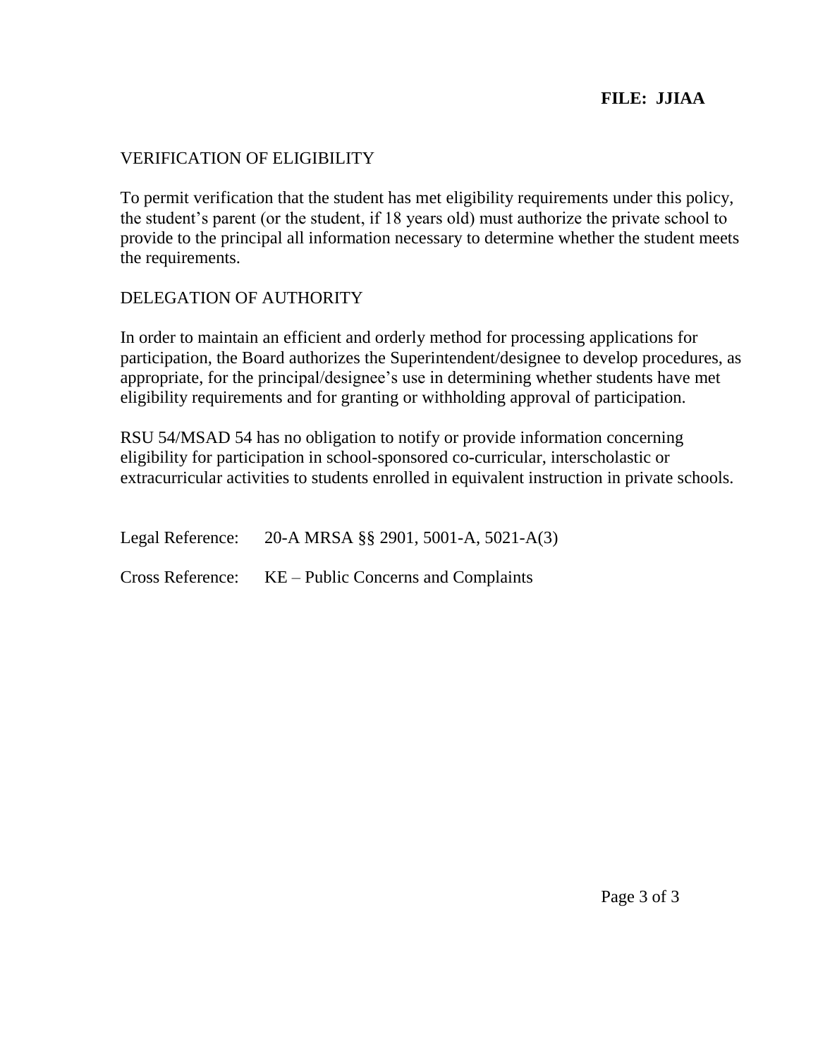**FILE: JJIAA**

VERIFICATION OF ELIGIBILITY

To permit verification that the student has met eligibility requirements under this policy, the student's parent (or the student, if 18 years old) must authorize the private school to provide to the principal all information necessary to determine whether the student meets the requirements.

DELEGATION OF AUTHORITY

In order to maintain an efficient and orderly method for processing applications for participation, the Board authorizes the Superintendent/designee to develop procedures, as appropriate, for the principal/designee's use in determining whether students have met eligibility requirements and for granting or withholding approval of participation.

RSU 54/MSAD 54 has no obligation to notify or provide information concerning eligibility for participation in school-sponsored co-curricular, interscholastic or extracurricular activities to students enrolled in equivalent instruction in private schools.

Legal Reference: 20-A MRSA §§ 2901, 5001-A, 5021-A(3)

Cross Reference: KE – Public Concerns and Complaints